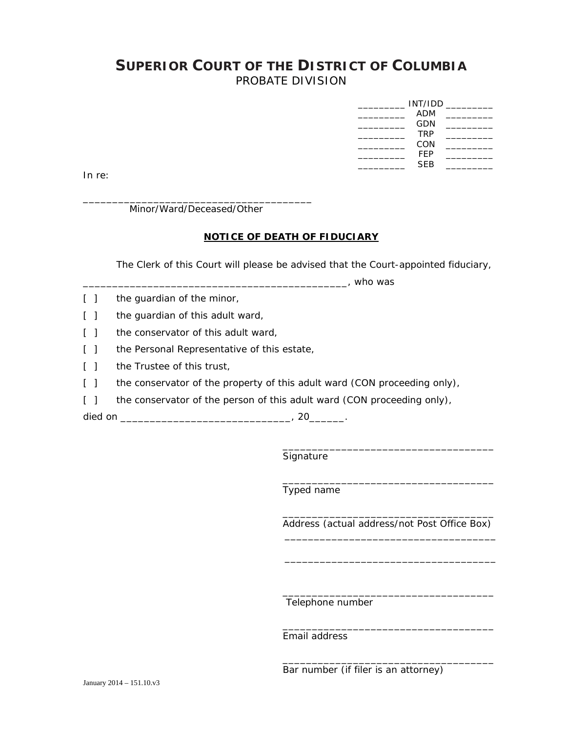# SUPERIOR COURT OF THE DISTRICT OF COLUMBIA
## PROBATE DIVISION

| | | |
|---|---|---|
| _________ | INT/IDD | _________ |
| _________ | ADM | _________ |
| _________ | GDN | _________ |
| _________ | TRP | _________ |
| _________ | CON | _________ |
| _________ | FEP | _________ |
| _________ | SEB | _________ |

In re:

________________________________________
Minor/Ward/Deceased/Other

**NOTICE OF DEATH OF FIDUCIARY**

The Clerk of this Court will please be advised that the Court-appointed fiduciary, ______________________________________________, who was

[ ] the guardian of the minor,

[ ] the guardian of this adult ward,

[ ] the conservator of this adult ward,

[ ] the Personal Representative of this estate,

[ ] the Trustee of this trust,

[ ] the conservator of the property of this adult ward (CON proceeding only),

[ ] the conservator of the person of this adult ward (CON proceeding only),

died on ______________________________, 20______.

_____________________________________
Signature

_____________________________________
Typed name

_____________________________________
Address (actual address/not Post Office Box)

_____________________________________

_____________________________________

_____________________________________
Telephone number

_____________________________________
Email address

_____________________________________
Bar number (if filer is an attorney)

January 2014 – 151.10.v3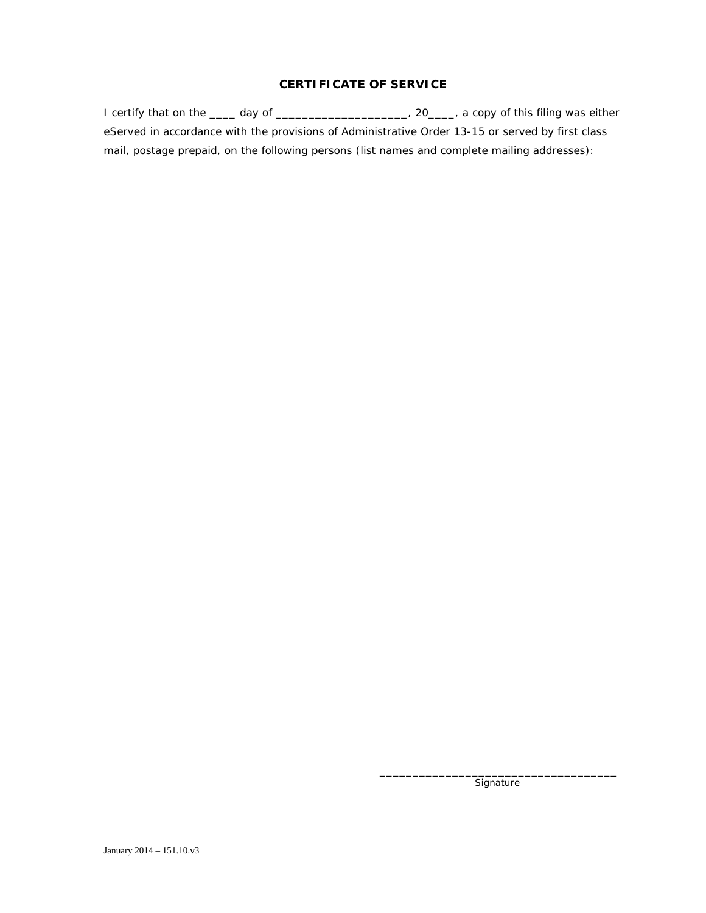## CERTIFICATE OF SERVICE

I certify that on the ____ day of ____________________, 20____, a copy of this filing was either eServed in accordance with the provisions of Administrative Order 13-15 or served by first class mail, postage prepaid, on the following persons (list names and complete mailing addresses):

_____________________________________
Signature

January 2014 – 151.10.v3